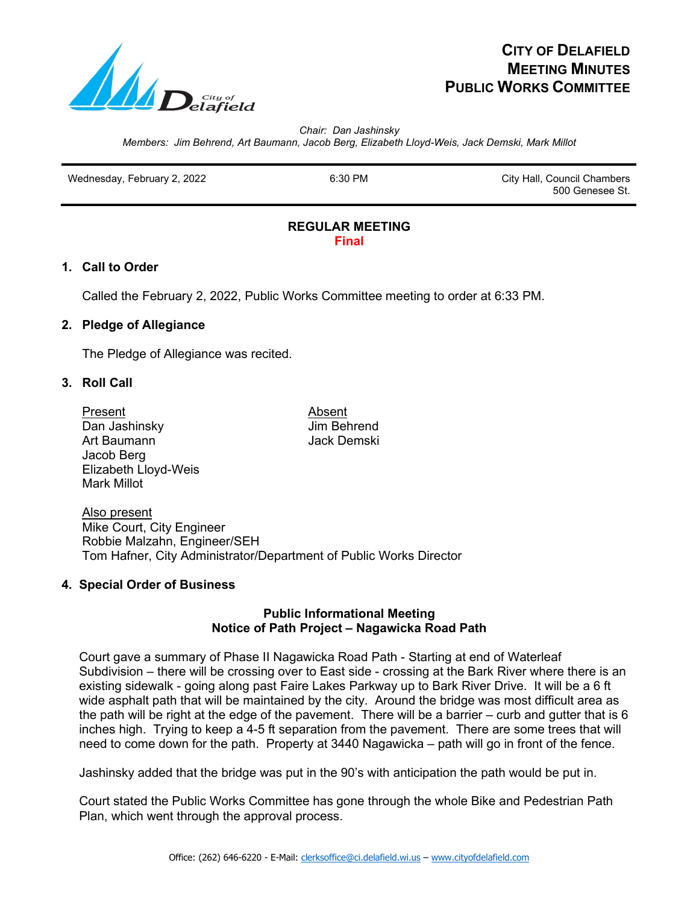# CITY OF DELAFIELD
# MEETING MINUTES
# PUBLIC WORKS COMMITTEE

*Chair: Dan Jashinsky*
*Members: Jim Behrend, Art Baumann, Jacob Berg, Elizabeth Lloyd-Weis, Jack Demski, Mark Millot*

| Wednesday, February 2, 2022 | 6:30 PM | City Hall, Council Chambers 500 Genesee St. |
|---|---|---|

**REGULAR MEETING**
**Final**

### 1. Call to Order

Called the February 2, 2022, Public Works Committee meeting to order at 6:33 PM.

### 2. Pledge of Allegiance

The Pledge of Allegiance was recited.

### 3. Roll Call

| Present | Absent |
|---|---|
| Dan Jashinsky | Jim Behrend |
| Art Baumann | Jack Demski |
| Jacob Berg | |
| Elizabeth Lloyd-Weis | |
| Mark Millot | |

Also present
Mike Court, City Engineer
Robbie Malzahn, Engineer/SEH
Tom Hafner, City Administrator/Department of Public Works Director

### 4. Special Order of Business

**Public Informational Meeting**
**Notice of Path Project – Nagawicka Road Path**

Court gave a summary of Phase II Nagawicka Road Path - Starting at end of Waterleaf Subdivision – there will be crossing over to East side - crossing at the Bark River where there is an existing sidewalk - going along past Faire Lakes Parkway up to Bark River Drive. It will be a 6 ft wide asphalt path that will be maintained by the city. Around the bridge was most difficult area as the path will be right at the edge of the pavement. There will be a barrier – curb and gutter that is 6 inches high. Trying to keep a 4-5 ft separation from the pavement. There are some trees that will need to come down for the path. Property at 3440 Nagawicka – path will go in front of the fence.

Jashinsky added that the bridge was put in the 90's with anticipation the path would be put in.

Court stated the Public Works Committee has gone through the whole Bike and Pedestrian Path Plan, which went through the approval process.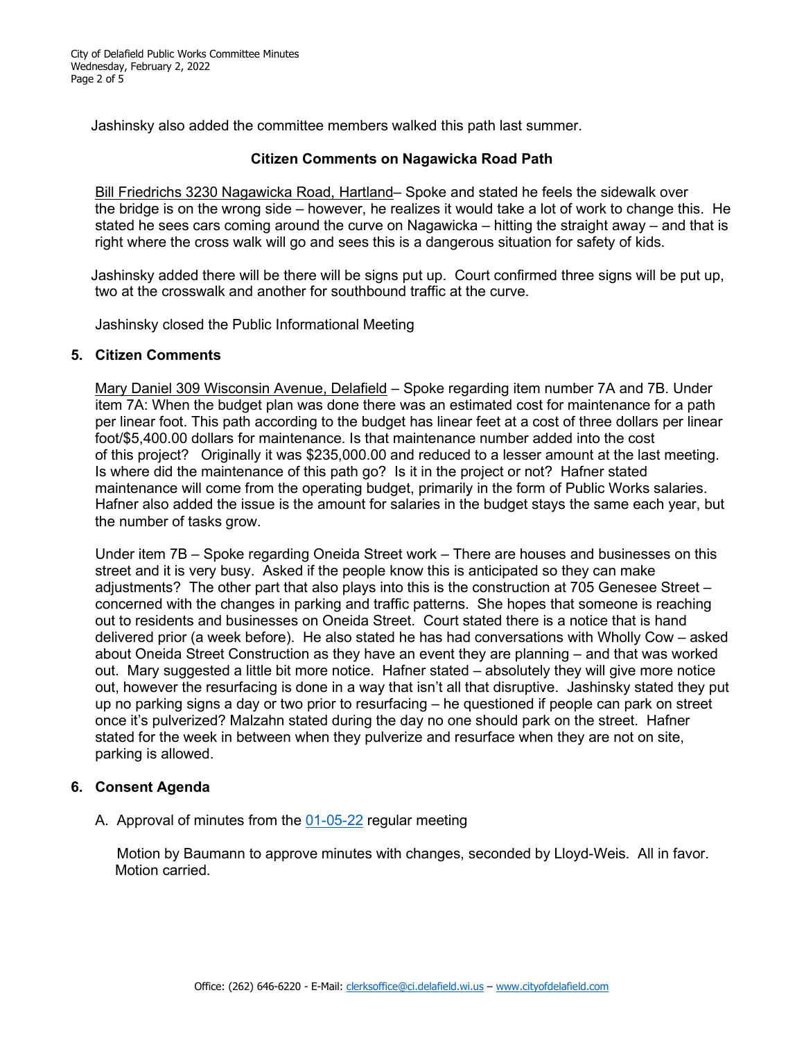Jashinsky also added the committee members walked this path last summer.

**Citizen Comments on Nagawicka Road Path**

Bill Friedrichs 3230 Nagawicka Road, Hartland– Spoke and stated he feels the sidewalk over the bridge is on the wrong side – however, he realizes it would take a lot of work to change this. He stated he sees cars coming around the curve on Nagawicka – hitting the straight away – and that is right where the cross walk will go and sees this is a dangerous situation for safety of kids.

Jashinsky added there will be there will be signs put up. Court confirmed three signs will be put up, two at the crosswalk and another for southbound traffic at the curve.

Jashinsky closed the Public Informational Meeting

## 5. Citizen Comments

Mary Daniel 309 Wisconsin Avenue, Delafield – Spoke regarding item number 7A and 7B. Under item 7A: When the budget plan was done there was an estimated cost for maintenance for a path per linear foot. This path according to the budget has linear feet at a cost of three dollars per linear foot/$5,400.00 dollars for maintenance. Is that maintenance number added into the cost of this project? Originally it was $235,000.00 and reduced to a lesser amount at the last meeting. Is where did the maintenance of this path go? Is it in the project or not? Hafner stated maintenance will come from the operating budget, primarily in the form of Public Works salaries. Hafner also added the issue is the amount for salaries in the budget stays the same each year, but the number of tasks grow.

Under item 7B – Spoke regarding Oneida Street work – There are houses and businesses on this street and it is very busy. Asked if the people know this is anticipated so they can make adjustments? The other part that also plays into this is the construction at 705 Genesee Street – concerned with the changes in parking and traffic patterns. She hopes that someone is reaching out to residents and businesses on Oneida Street. Court stated there is a notice that is hand delivered prior (a week before). He also stated he has had conversations with Wholly Cow – asked about Oneida Street Construction as they have an event they are planning – and that was worked out. Mary suggested a little bit more notice. Hafner stated – absolutely they will give more notice out, however the resurfacing is done in a way that isn't all that disruptive. Jashinsky stated they put up no parking signs a day or two prior to resurfacing – he questioned if people can park on street once it's pulverized? Malzahn stated during the day no one should park on the street. Hafner stated for the week in between when they pulverize and resurface when they are not on site, parking is allowed.

## 6. Consent Agenda

A. Approval of minutes from the 01-05-22 regular meeting

Motion by Baumann to approve minutes with changes, seconded by Lloyd-Weis. All in favor. Motion carried.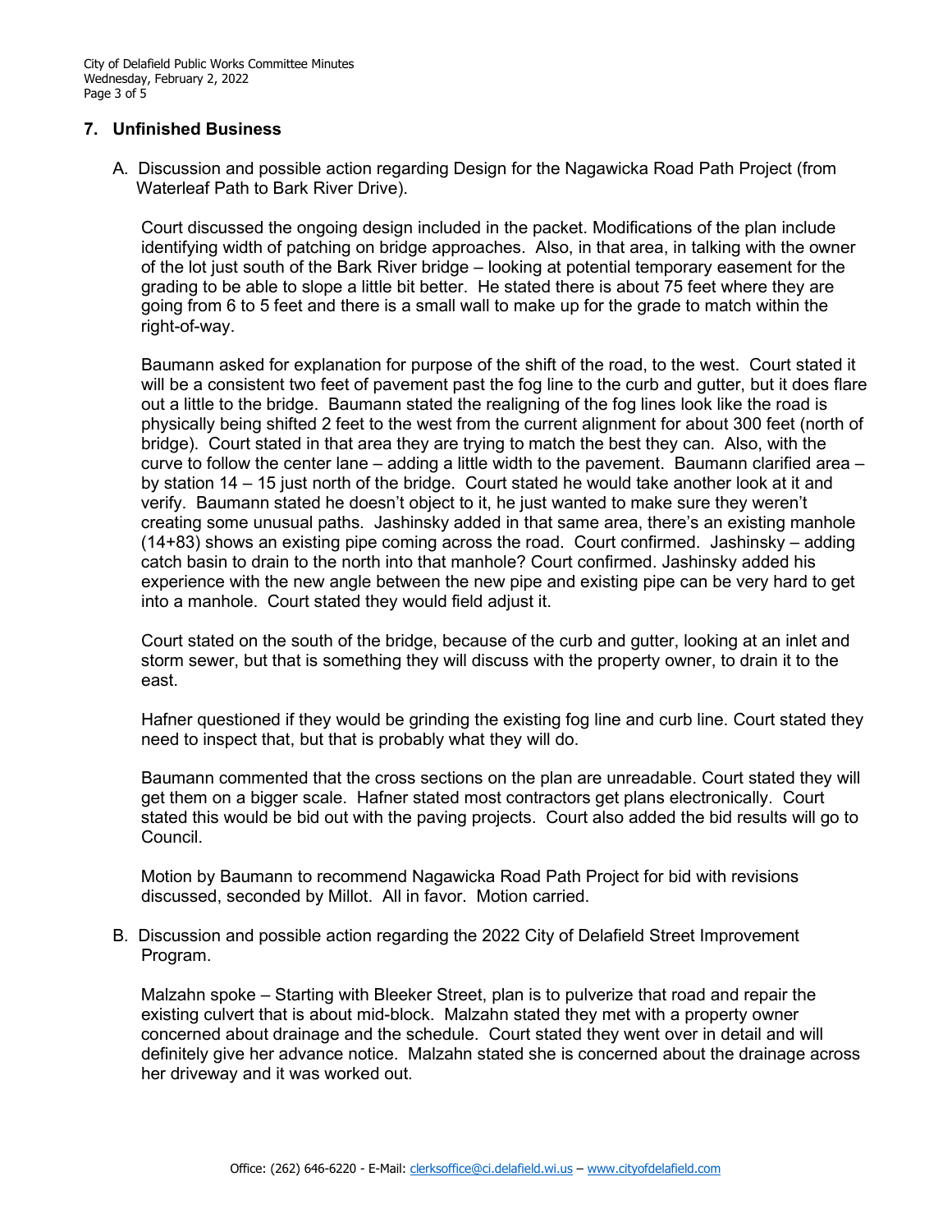## 7. Unfinished Business

A. Discussion and possible action regarding Design for the Nagawicka Road Path Project (from Waterleaf Path to Bark River Drive).

Court discussed the ongoing design included in the packet. Modifications of the plan include identifying width of patching on bridge approaches. Also, in that area, in talking with the owner of the lot just south of the Bark River bridge – looking at potential temporary easement for the grading to be able to slope a little bit better. He stated there is about 75 feet where they are going from 6 to 5 feet and there is a small wall to make up for the grade to match within the right-of-way.

Baumann asked for explanation for purpose of the shift of the road, to the west. Court stated it will be a consistent two feet of pavement past the fog line to the curb and gutter, but it does flare out a little to the bridge. Baumann stated the realigning of the fog lines look like the road is physically being shifted 2 feet to the west from the current alignment for about 300 feet (north of bridge). Court stated in that area they are trying to match the best they can. Also, with the curve to follow the center lane – adding a little width to the pavement. Baumann clarified area – by station 14 – 15 just north of the bridge. Court stated he would take another look at it and verify. Baumann stated he doesn't object to it, he just wanted to make sure they weren't creating some unusual paths. Jashinsky added in that same area, there's an existing manhole (14+83) shows an existing pipe coming across the road. Court confirmed. Jashinsky – adding catch basin to drain to the north into that manhole? Court confirmed. Jashinsky added his experience with the new angle between the new pipe and existing pipe can be very hard to get into a manhole. Court stated they would field adjust it.

Court stated on the south of the bridge, because of the curb and gutter, looking at an inlet and storm sewer, but that is something they will discuss with the property owner, to drain it to the east.

Hafner questioned if they would be grinding the existing fog line and curb line. Court stated they need to inspect that, but that is probably what they will do.

Baumann commented that the cross sections on the plan are unreadable. Court stated they will get them on a bigger scale. Hafner stated most contractors get plans electronically. Court stated this would be bid out with the paving projects. Court also added the bid results will go to Council.

Motion by Baumann to recommend Nagawicka Road Path Project for bid with revisions discussed, seconded by Millot. All in favor. Motion carried.

B. Discussion and possible action regarding the 2022 City of Delafield Street Improvement Program.

Malzahn spoke – Starting with Bleeker Street, plan is to pulverize that road and repair the existing culvert that is about mid-block. Malzahn stated they met with a property owner concerned about drainage and the schedule. Court stated they went over in detail and will definitely give her advance notice. Malzahn stated she is concerned about the drainage across her driveway and it was worked out.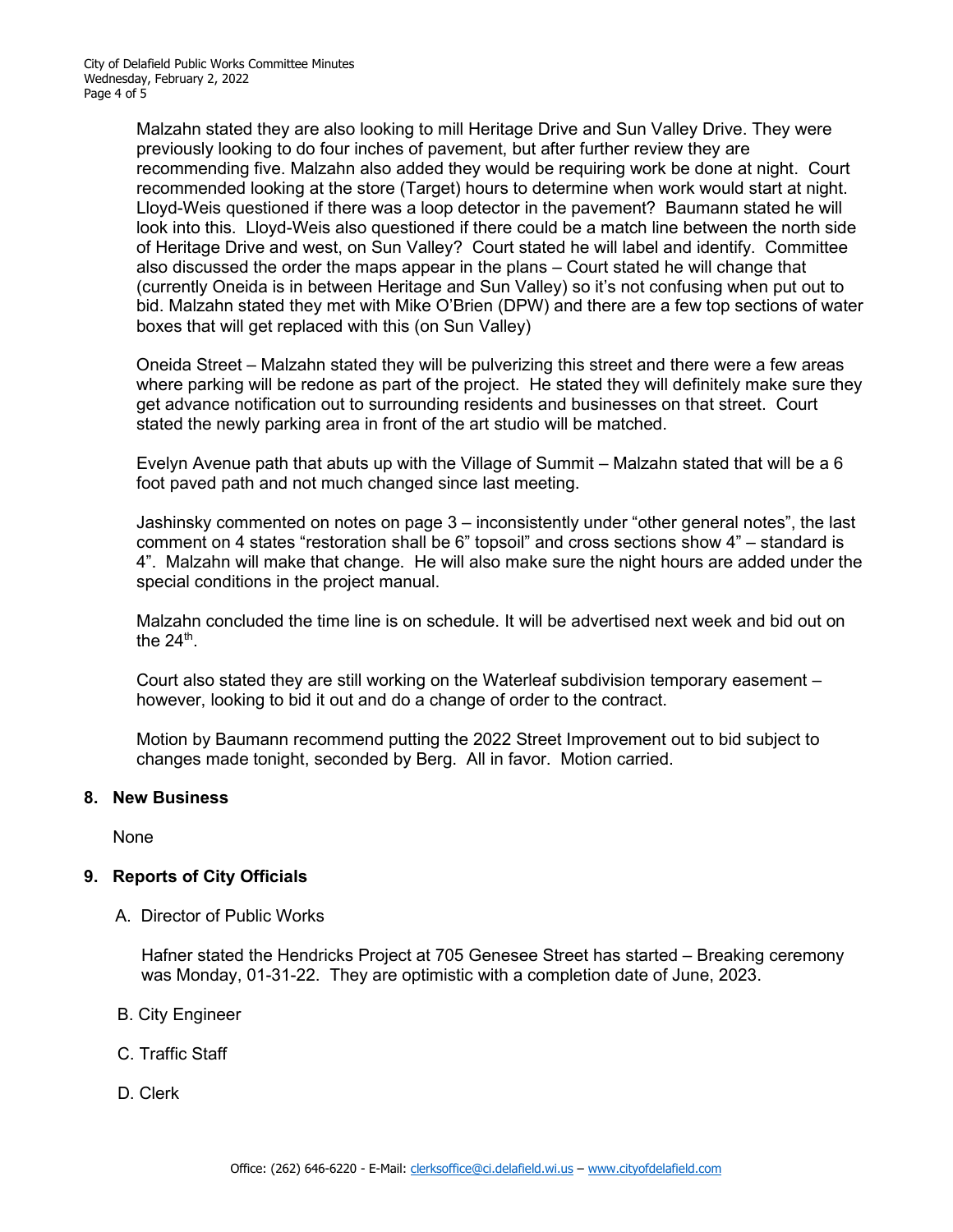Malzahn stated they are also looking to mill Heritage Drive and Sun Valley Drive. They were previously looking to do four inches of pavement, but after further review they are recommending five. Malzahn also added they would be requiring work be done at night. Court recommended looking at the store (Target) hours to determine when work would start at night. Lloyd-Weis questioned if there was a loop detector in the pavement? Baumann stated he will look into this. Lloyd-Weis also questioned if there could be a match line between the north side of Heritage Drive and west, on Sun Valley? Court stated he will label and identify. Committee also discussed the order the maps appear in the plans – Court stated he will change that (currently Oneida is in between Heritage and Sun Valley) so it's not confusing when put out to bid. Malzahn stated they met with Mike O'Brien (DPW) and there are a few top sections of water boxes that will get replaced with this (on Sun Valley)

Oneida Street – Malzahn stated they will be pulverizing this street and there were a few areas where parking will be redone as part of the project. He stated they will definitely make sure they get advance notification out to surrounding residents and businesses on that street. Court stated the newly parking area in front of the art studio will be matched.

Evelyn Avenue path that abuts up with the Village of Summit – Malzahn stated that will be a 6 foot paved path and not much changed since last meeting.

Jashinsky commented on notes on page 3 – inconsistently under "other general notes", the last comment on 4 states "restoration shall be 6" topsoil" and cross sections show 4" – standard is 4". Malzahn will make that change. He will also make sure the night hours are added under the special conditions in the project manual.

Malzahn concluded the time line is on schedule. It will be advertised next week and bid out on the 24th.

Court also stated they are still working on the Waterleaf subdivision temporary easement – however, looking to bid it out and do a change of order to the contract.

Motion by Baumann recommend putting the 2022 Street Improvement out to bid subject to changes made tonight, seconded by Berg. All in favor. Motion carried.

## 8. New Business

None

## 9. Reports of City Officials

A. Director of Public Works

Hafner stated the Hendricks Project at 705 Genesee Street has started – Breaking ceremony was Monday, 01-31-22. They are optimistic with a completion date of June, 2023.

B. City Engineer

C. Traffic Staff

D. Clerk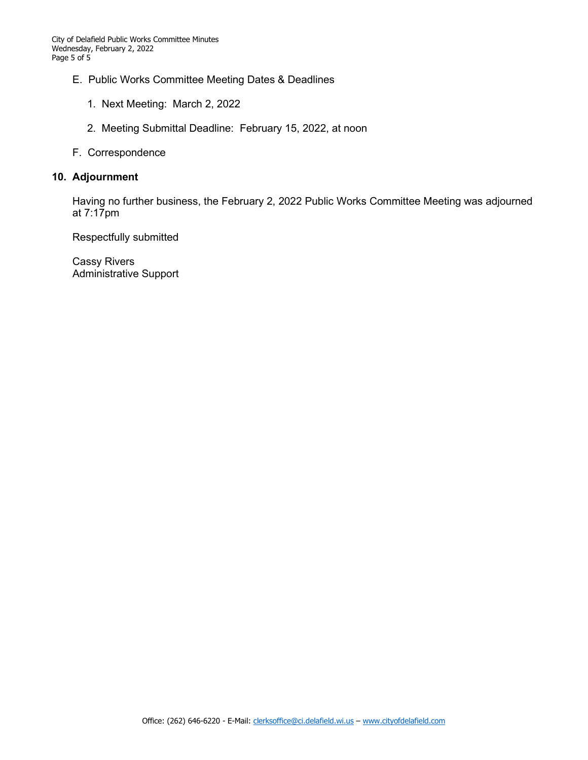E. Public Works Committee Meeting Dates & Deadlines

1. Next Meeting: March 2, 2022

2. Meeting Submittal Deadline: February 15, 2022, at noon

F. Correspondence

## 10. Adjournment

Having no further business, the February 2, 2022 Public Works Committee Meeting was adjourned at 7:17pm

Respectfully submitted

Cassy Rivers
Administrative Support

Office: (262) 646-6220 - E-Mail: clerksoffice@ci.delafield.wi.us – www.cityofdelafield.com